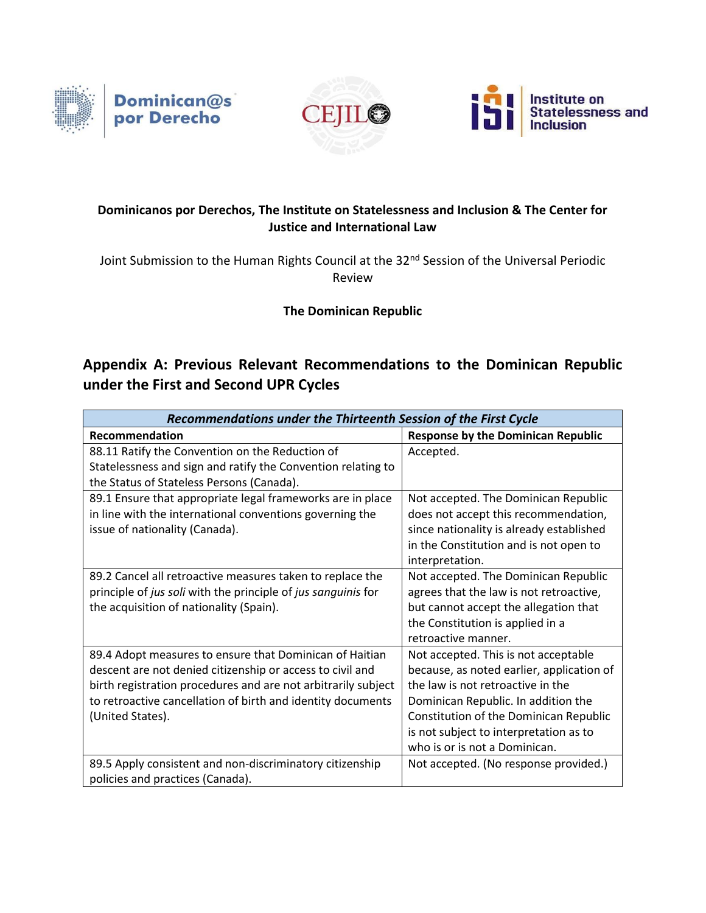**Dominicanos por Derechos, The Institute on Statelessness and Inclusion & The Center for Justice and International Law**

Joint Submission to the Human Rights Council at the 32nd Session of the Universal Periodic Review

**The Dominican Republic**

## Appendix A: Previous Relevant Recommendations to the Dominican Republic under the First and Second UPR Cycles

| ***Recommendations under the Thirteenth Session of the First Cycle*** | |
|---|---|
| **Recommendation** | **Response by the Dominican Republic** |
| 88.11 Ratify the Convention on the Reduction of Statelessness and sign and ratify the Convention relating to the Status of Stateless Persons (Canada). | Accepted. |
| 89.1 Ensure that appropriate legal frameworks are in place in line with the international conventions governing the issue of nationality (Canada). | Not accepted. The Dominican Republic does not accept this recommendation, since nationality is already established in the Constitution and is not open to interpretation. |
| 89.2 Cancel all retroactive measures taken to replace the principle of *jus soli* with the principle of *jus sanguinis* for the acquisition of nationality (Spain). | Not accepted. The Dominican Republic agrees that the law is not retroactive, but cannot accept the allegation that the Constitution is applied in a retroactive manner. |
| 89.4 Adopt measures to ensure that Dominican of Haitian descent are not denied citizenship or access to civil and birth registration procedures and are not arbitrarily subject to retroactive cancellation of birth and identity documents (United States). | Not accepted. This is not acceptable because, as noted earlier, application of the law is not retroactive in the Dominican Republic. In addition the Constitution of the Dominican Republic is not subject to interpretation as to who is or is not a Dominican. |
| 89.5 Apply consistent and non-discriminatory citizenship policies and practices (Canada). | Not accepted. (No response provided.) |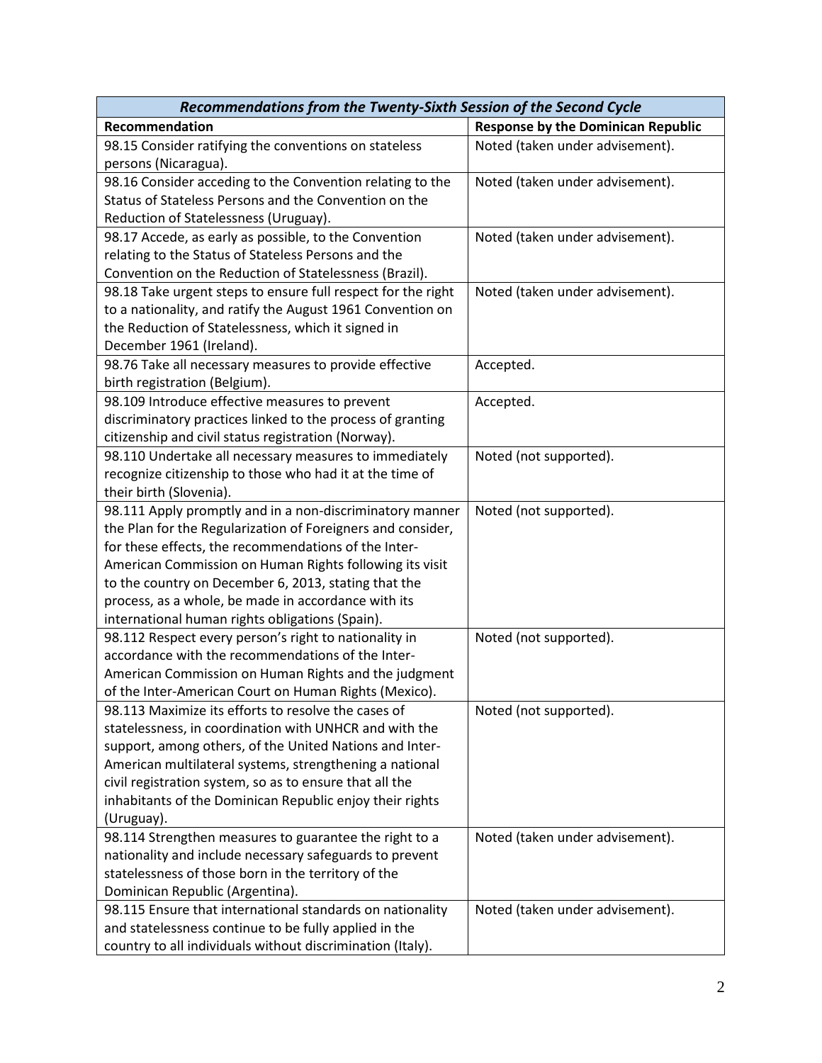| *Recommendations from the Twenty-Sixth Session of the Second Cycle* | |
|---|---|
| **Recommendation** | **Response by the Dominican Republic** |
| 98.15 Consider ratifying the conventions on stateless persons (Nicaragua). | Noted (taken under advisement). |
| 98.16 Consider acceding to the Convention relating to the Status of Stateless Persons and the Convention on the Reduction of Statelessness (Uruguay). | Noted (taken under advisement). |
| 98.17 Accede, as early as possible, to the Convention relating to the Status of Stateless Persons and the Convention on the Reduction of Statelessness (Brazil). | Noted (taken under advisement). |
| 98.18 Take urgent steps to ensure full respect for the right to a nationality, and ratify the August 1961 Convention on the Reduction of Statelessness, which it signed in December 1961 (Ireland). | Noted (taken under advisement). |
| 98.76 Take all necessary measures to provide effective birth registration (Belgium). | Accepted. |
| 98.109 Introduce effective measures to prevent discriminatory practices linked to the process of granting citizenship and civil status registration (Norway). | Accepted. |
| 98.110 Undertake all necessary measures to immediately recognize citizenship to those who had it at the time of their birth (Slovenia). | Noted (not supported). |
| 98.111 Apply promptly and in a non-discriminatory manner the Plan for the Regularization of Foreigners and consider, for these effects, the recommendations of the Inter-American Commission on Human Rights following its visit to the country on December 6, 2013, stating that the process, as a whole, be made in accordance with its international human rights obligations (Spain). | Noted (not supported). |
| 98.112 Respect every person's right to nationality in accordance with the recommendations of the Inter-American Commission on Human Rights and the judgment of the Inter-American Court on Human Rights (Mexico). | Noted (not supported). |
| 98.113 Maximize its efforts to resolve the cases of statelessness, in coordination with UNHCR and with the support, among others, of the United Nations and Inter-American multilateral systems, strengthening a national civil registration system, so as to ensure that all the inhabitants of the Dominican Republic enjoy their rights (Uruguay). | Noted (not supported). |
| 98.114 Strengthen measures to guarantee the right to a nationality and include necessary safeguards to prevent statelessness of those born in the territory of the Dominican Republic (Argentina). | Noted (taken under advisement). |
| 98.115 Ensure that international standards on nationality and statelessness continue to be fully applied in the country to all individuals without discrimination (Italy). | Noted (taken under advisement). |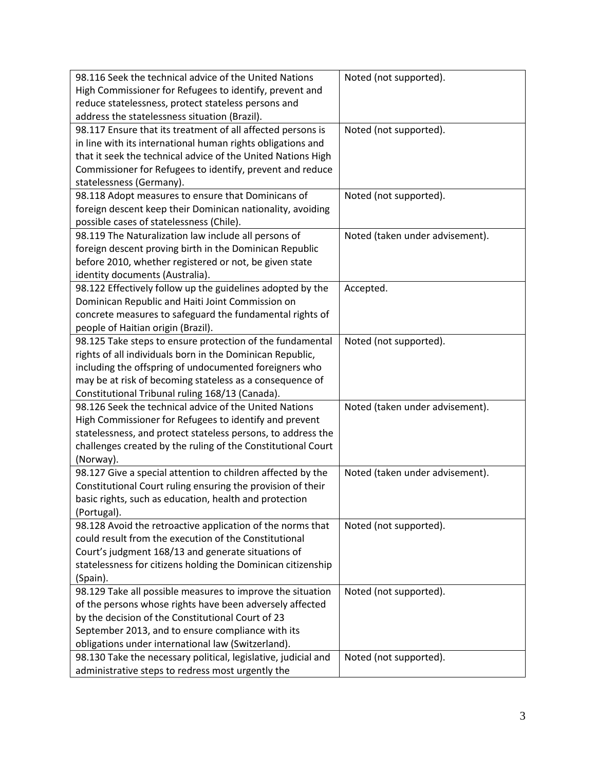| | |
|---|---|
| 98.116 Seek the technical advice of the United Nations High Commissioner for Refugees to identify, prevent and reduce statelessness, protect stateless persons and address the statelessness situation (Brazil). | Noted (not supported). |
| 98.117 Ensure that its treatment of all affected persons is in line with its international human rights obligations and that it seek the technical advice of the United Nations High Commissioner for Refugees to identify, prevent and reduce statelessness (Germany). | Noted (not supported). |
| 98.118 Adopt measures to ensure that Dominicans of foreign descent keep their Dominican nationality, avoiding possible cases of statelessness (Chile). | Noted (not supported). |
| 98.119 The Naturalization law include all persons of foreign descent proving birth in the Dominican Republic before 2010, whether registered or not, be given state identity documents (Australia). | Noted (taken under advisement). |
| 98.122 Effectively follow up the guidelines adopted by the Dominican Republic and Haiti Joint Commission on concrete measures to safeguard the fundamental rights of people of Haitian origin (Brazil). | Accepted. |
| 98.125 Take steps to ensure protection of the fundamental rights of all individuals born in the Dominican Republic, including the offspring of undocumented foreigners who may be at risk of becoming stateless as a consequence of Constitutional Tribunal ruling 168/13 (Canada). | Noted (not supported). |
| 98.126 Seek the technical advice of the United Nations High Commissioner for Refugees to identify and prevent statelessness, and protect stateless persons, to address the challenges created by the ruling of the Constitutional Court (Norway). | Noted (taken under advisement). |
| 98.127 Give a special attention to children affected by the Constitutional Court ruling ensuring the provision of their basic rights, such as education, health and protection (Portugal). | Noted (taken under advisement). |
| 98.128 Avoid the retroactive application of the norms that could result from the execution of the Constitutional Court's judgment 168/13 and generate situations of statelessness for citizens holding the Dominican citizenship (Spain). | Noted (not supported). |
| 98.129 Take all possible measures to improve the situation of the persons whose rights have been adversely affected by the decision of the Constitutional Court of 23 September 2013, and to ensure compliance with its obligations under international law (Switzerland). | Noted (not supported). |
| 98.130 Take the necessary political, legislative, judicial and administrative steps to redress most urgently the | Noted (not supported). |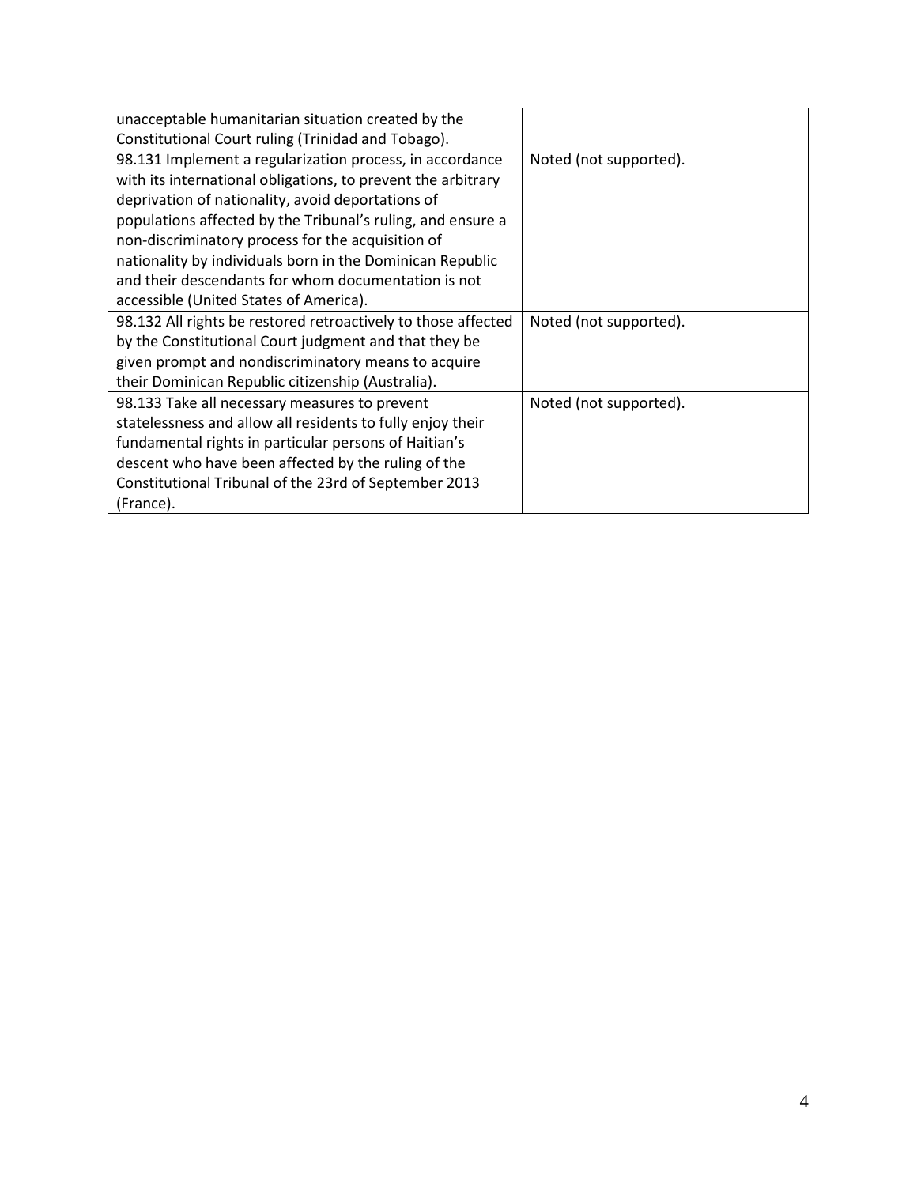| | |
|---|---|
| unacceptable humanitarian situation created by the Constitutional Court ruling (Trinidad and Tobago). | |
| 98.131 Implement a regularization process, in accordance with its international obligations, to prevent the arbitrary deprivation of nationality, avoid deportations of populations affected by the Tribunal's ruling, and ensure a non-discriminatory process for the acquisition of nationality by individuals born in the Dominican Republic and their descendants for whom documentation is not accessible (United States of America). | Noted (not supported). |
| 98.132 All rights be restored retroactively to those affected by the Constitutional Court judgment and that they be given prompt and nondiscriminatory means to acquire their Dominican Republic citizenship (Australia). | Noted (not supported). |
| 98.133 Take all necessary measures to prevent statelessness and allow all residents to fully enjoy their fundamental rights in particular persons of Haitian's descent who have been affected by the ruling of the Constitutional Tribunal of the 23rd of September 2013 (France). | Noted (not supported). |